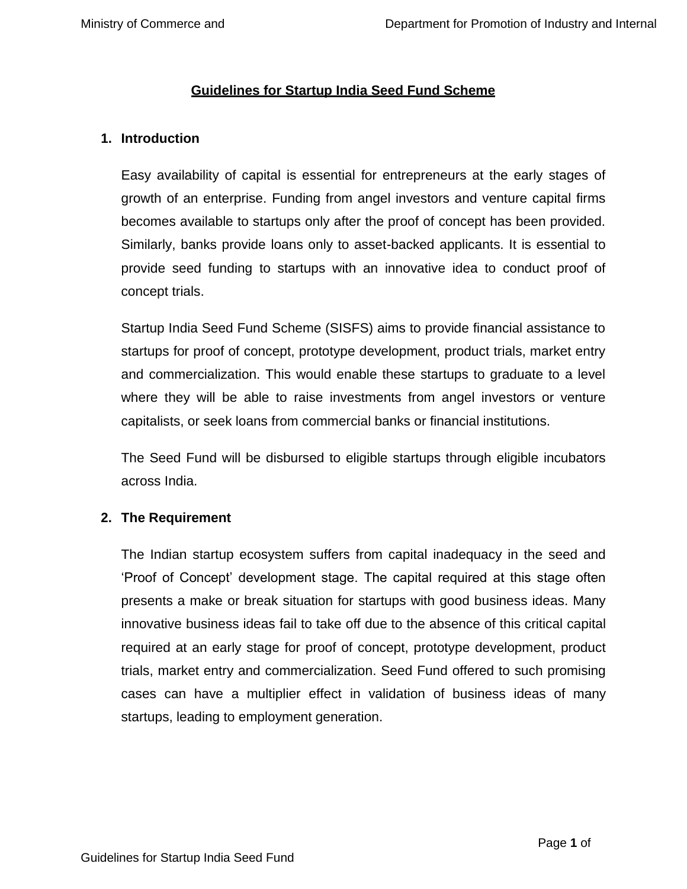# Guidelines for Startup India Seed Fund Scheme

## 1. Introduction

Easy availability of capital is essential for entrepreneurs at the early stages of growth of an enterprise. Funding from angel investors and venture capital firms becomes available to startups only after the proof of concept has been provided. Similarly, banks provide loans only to asset-backed applicants. It is essential to provide seed funding to startups with an innovative idea to conduct proof of concept trials.

Startup India Seed Fund Scheme (SISFS) aims to provide financial assistance to startups for proof of concept, prototype development, product trials, market entry and commercialization. This would enable these startups to graduate to a level where they will be able to raise investments from angel investors or venture capitalists, or seek loans from commercial banks or financial institutions.

The Seed Fund will be disbursed to eligible startups through eligible incubators across India.

## 2. The Requirement

The Indian startup ecosystem suffers from capital inadequacy in the seed and 'Proof of Concept' development stage. The capital required at this stage often presents a make or break situation for startups with good business ideas. Many innovative business ideas fail to take off due to the absence of this critical capital required at an early stage for proof of concept, prototype development, product trials, market entry and commercialization. Seed Fund offered to such promising cases can have a multiplier effect in validation of business ideas of many startups, leading to employment generation.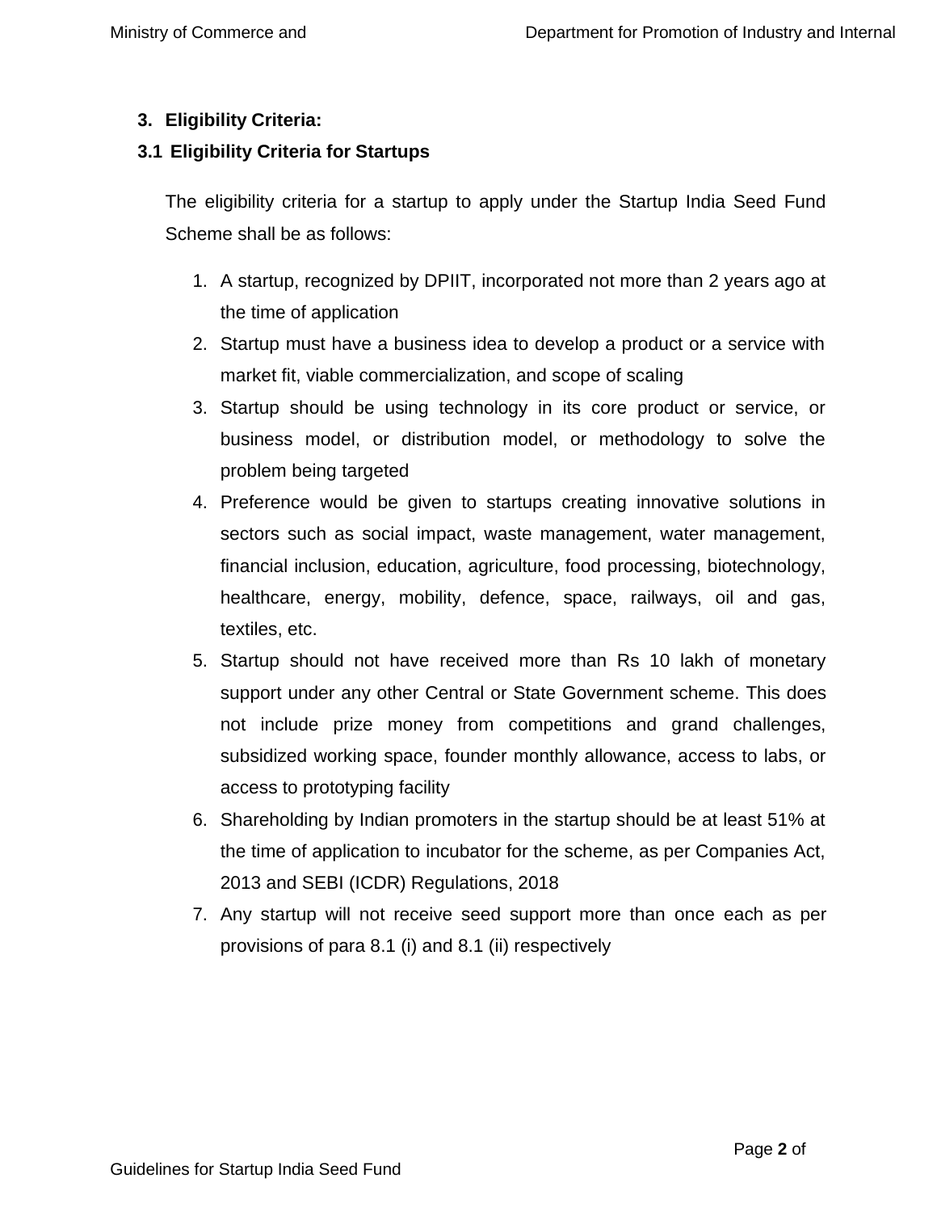## 3. Eligibility Criteria:

### 3.1 Eligibility Criteria for Startups

The eligibility criteria for a startup to apply under the Startup India Seed Fund Scheme shall be as follows:

1. A startup, recognized by DPIIT, incorporated not more than 2 years ago at the time of application
2. Startup must have a business idea to develop a product or a service with market fit, viable commercialization, and scope of scaling
3. Startup should be using technology in its core product or service, or business model, or distribution model, or methodology to solve the problem being targeted
4. Preference would be given to startups creating innovative solutions in sectors such as social impact, waste management, water management, financial inclusion, education, agriculture, food processing, biotechnology, healthcare, energy, mobility, defence, space, railways, oil and gas, textiles, etc.
5. Startup should not have received more than Rs 10 lakh of monetary support under any other Central or State Government scheme. This does not include prize money from competitions and grand challenges, subsidized working space, founder monthly allowance, access to labs, or access to prototyping facility
6. Shareholding by Indian promoters in the startup should be at least 51% at the time of application to incubator for the scheme, as per Companies Act, 2013 and SEBI (ICDR) Regulations, 2018
7. Any startup will not receive seed support more than once each as per provisions of para 8.1 (i) and 8.1 (ii) respectively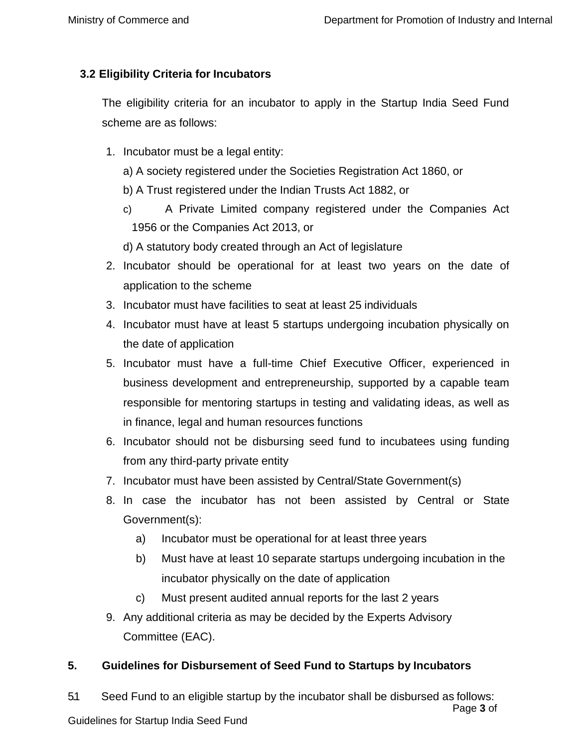### 3.2 Eligibility Criteria for Incubators

The eligibility criteria for an incubator to apply in the Startup India Seed Fund scheme are as follows:

1. Incubator must be a legal entity:
   a) A society registered under the Societies Registration Act 1860, or
   b) A Trust registered under the Indian Trusts Act 1882, or
   c) A Private Limited company registered under the Companies Act 1956 or the Companies Act 2013, or
   d) A statutory body created through an Act of legislature
2. Incubator should be operational for at least two years on the date of application to the scheme
3. Incubator must have facilities to seat at least 25 individuals
4. Incubator must have at least 5 startups undergoing incubation physically on the date of application
5. Incubator must have a full-time Chief Executive Officer, experienced in business development and entrepreneurship, supported by a capable team responsible for mentoring startups in testing and validating ideas, as well as in finance, legal and human resources functions
6. Incubator should not be disbursing seed fund to incubatees using funding from any third-party private entity
7. Incubator must have been assisted by Central/State Government(s)
8. In case the incubator has not been assisted by Central or State Government(s):
   a) Incubator must be operational for at least three years
   b) Must have at least 10 separate startups undergoing incubation in the incubator physically on the date of application
   c) Must present audited annual reports for the last 2 years
9. Any additional criteria as may be decided by the Experts Advisory Committee (EAC).

## 5. Guidelines for Disbursement of Seed Fund to Startups by Incubators

5.1 Seed Fund to an eligible startup by the incubator shall be disbursed as follows: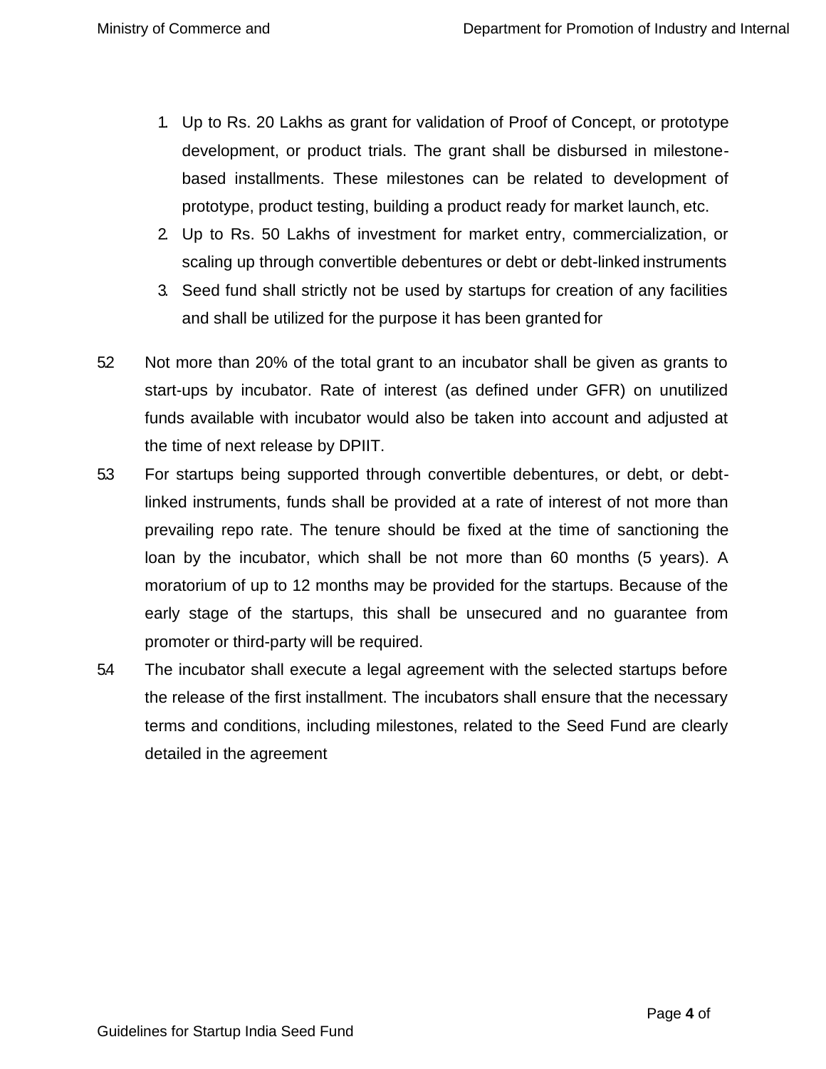1. Up to Rs. 20 Lakhs as grant for validation of Proof of Concept, or prototype development, or product trials. The grant shall be disbursed in milestone-based installments. These milestones can be related to development of prototype, product testing, building a product ready for market launch, etc.
2. Up to Rs. 50 Lakhs of investment for market entry, commercialization, or scaling up through convertible debentures or debt or debt-linked instruments
3. Seed fund shall strictly not be used by startups for creation of any facilities and shall be utilized for the purpose it has been granted for

5.2 Not more than 20% of the total grant to an incubator shall be given as grants to start-ups by incubator. Rate of interest (as defined under GFR) on unutilized funds available with incubator would also be taken into account and adjusted at the time of next release by DPIIT.

5.3 For startups being supported through convertible debentures, or debt, or debt-linked instruments, funds shall be provided at a rate of interest of not more than prevailing repo rate. The tenure should be fixed at the time of sanctioning the loan by the incubator, which shall be not more than 60 months (5 years). A moratorium of up to 12 months may be provided for the startups. Because of the early stage of the startups, this shall be unsecured and no guarantee from promoter or third-party will be required.

5.4 The incubator shall execute a legal agreement with the selected startups before the release of the first installment. The incubators shall ensure that the necessary terms and conditions, including milestones, related to the Seed Fund are clearly detailed in the agreement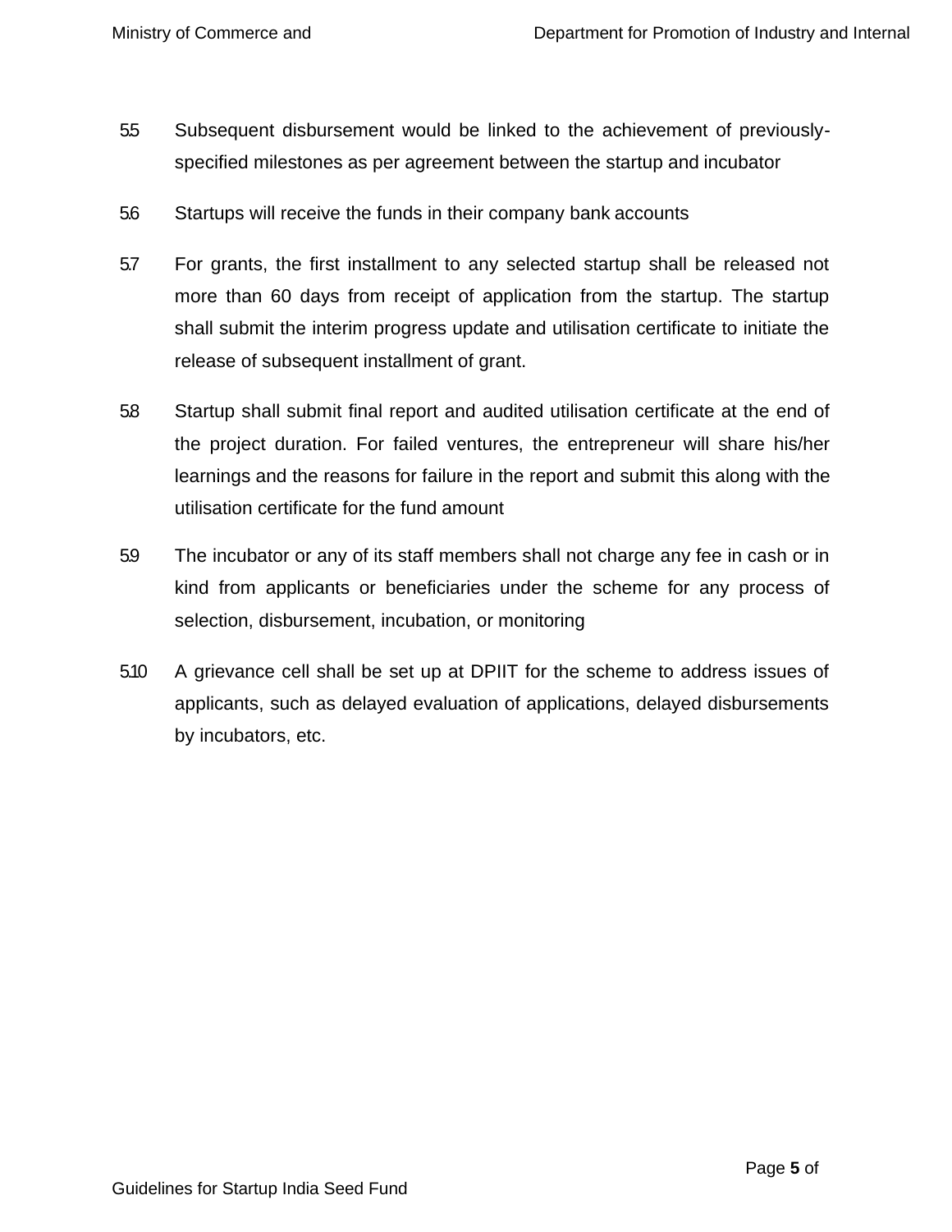5.5 Subsequent disbursement would be linked to the achievement of previously-specified milestones as per agreement between the startup and incubator

5.6 Startups will receive the funds in their company bank accounts

5.7 For grants, the first installment to any selected startup shall be released not more than 60 days from receipt of application from the startup. The startup shall submit the interim progress update and utilisation certificate to initiate the release of subsequent installment of grant.

5.8 Startup shall submit final report and audited utilisation certificate at the end of the project duration. For failed ventures, the entrepreneur will share his/her learnings and the reasons for failure in the report and submit this along with the utilisation certificate for the fund amount

5.9 The incubator or any of its staff members shall not charge any fee in cash or in kind from applicants or beneficiaries under the scheme for any process of selection, disbursement, incubation, or monitoring

5.10 A grievance cell shall be set up at DPIIT for the scheme to address issues of applicants, such as delayed evaluation of applications, delayed disbursements by incubators, etc.